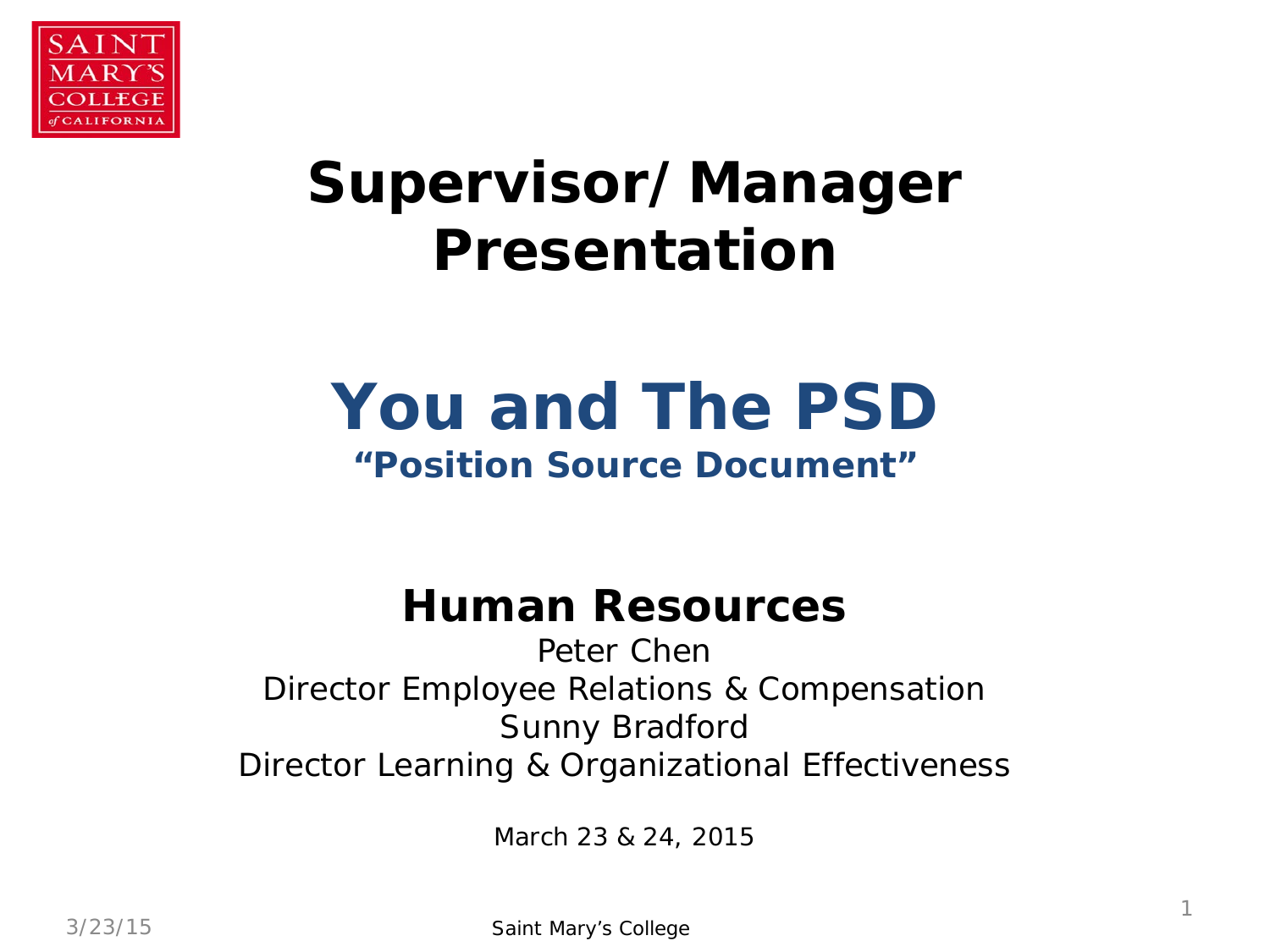# Supervisor/ Manager Presentation

## You and The PSD

### "Position Source Document"

**Human Resources**

Peter Chen
Director Employee Relations & Compensation
Sunny Bradford
Director Learning & Organizational Effectiveness

March 23 & 24, 2015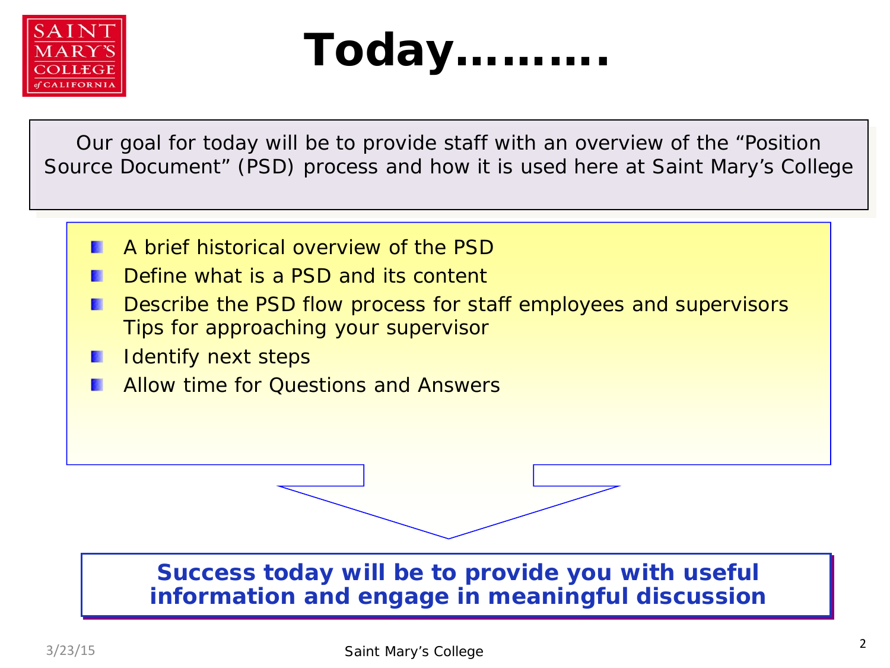# Today……….

Our goal for today will be to provide staff with an overview of the “Position Source Document” (PSD) process and how it is used here at Saint Mary’s College

- A brief historical overview of the PSD
- Define what is a PSD and its content
- Describe the PSD flow process for staff employees and supervisors Tips for approaching your supervisor
- Identify next steps
- Allow time for Questions and Answers

**Success today will be to provide you with useful information and engage in meaningful discussion**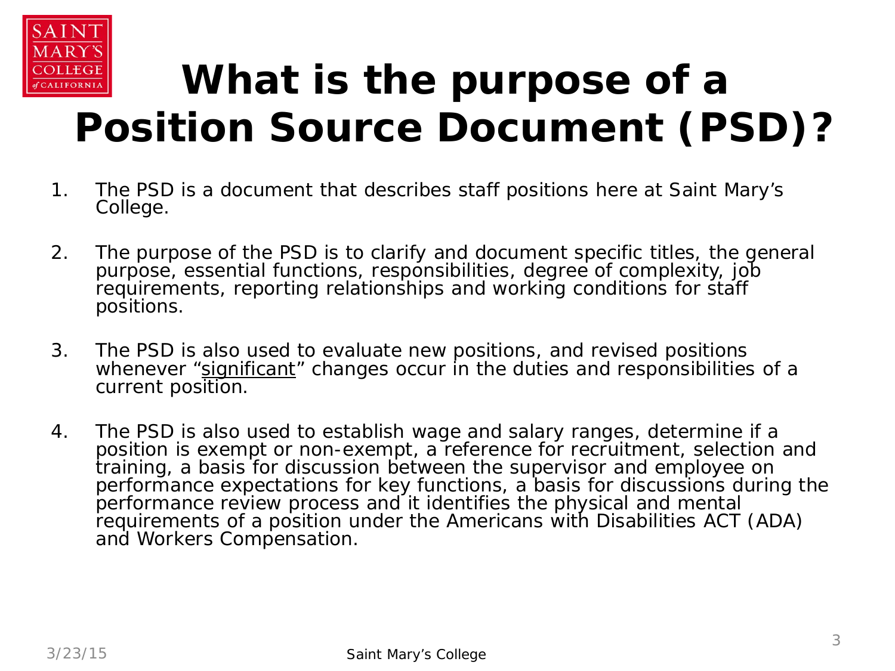# What is the purpose of a Position Source Document (PSD)?

1. The PSD is a document that describes staff positions here at Saint Mary's College.

2. The purpose of the PSD is to clarify and document specific titles, the general purpose, essential functions, responsibilities, degree of complexity, job requirements, reporting relationships and working conditions for staff positions.

3. The PSD is also used to evaluate new positions, and revised positions whenever "<u>significant</u>" changes occur in the duties and responsibilities of a current position.

4. The PSD is also used to establish wage and salary ranges, determine if a position is exempt or non-exempt, a reference for recruitment, selection and training, a basis for discussion between the supervisor and employee on performance expectations for key functions, a basis for discussions during the performance review process and it identifies the physical and mental requirements of a position under the Americans with Disabilities ACT (ADA) and Workers Compensation.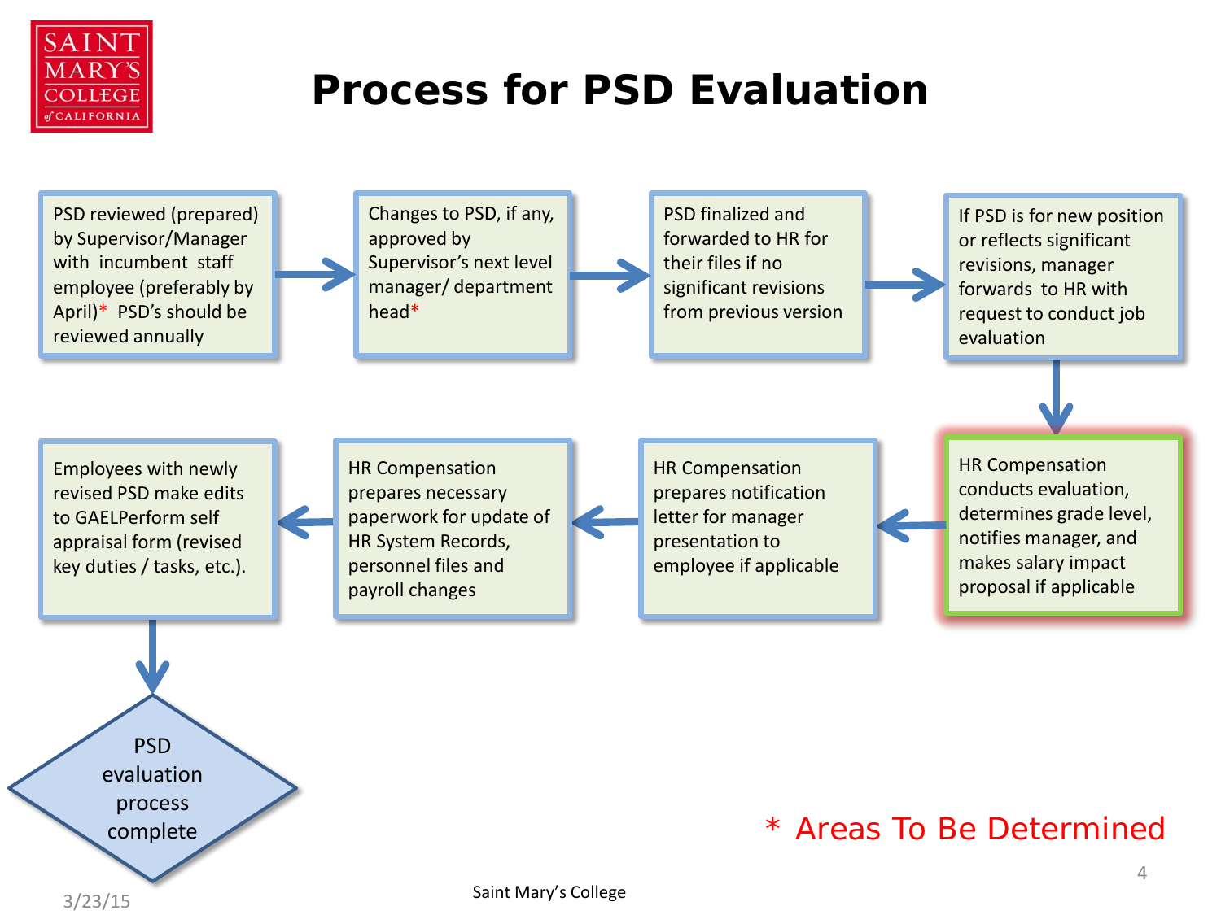# Process for PSD Evaluation

1. PSD reviewed (prepared) by Supervisor/Manager with incumbent staff employee (preferably by April)* PSD's should be reviewed annually
2. Changes to PSD, if any, approved by Supervisor's next level manager/ department head*
3. PSD finalized and forwarded to HR for their files if no significant revisions from previous version
4. If PSD is for new position or reflects significant revisions, manager forwards to HR with request to conduct job evaluation
5. HR Compensation conducts evaluation, determines grade level, notifies manager, and makes salary impact proposal if applicable
6. HR Compensation prepares notification letter for manager presentation to employee if applicable
7. HR Compensation prepares necessary paperwork for update of HR System Records, personnel files and payroll changes
8. Employees with newly revised PSD make edits to GAELPerform self appraisal form (revised key duties / tasks, etc.).
9. PSD evaluation process complete

\* Areas To Be Determined

3/23/15

Saint Mary's College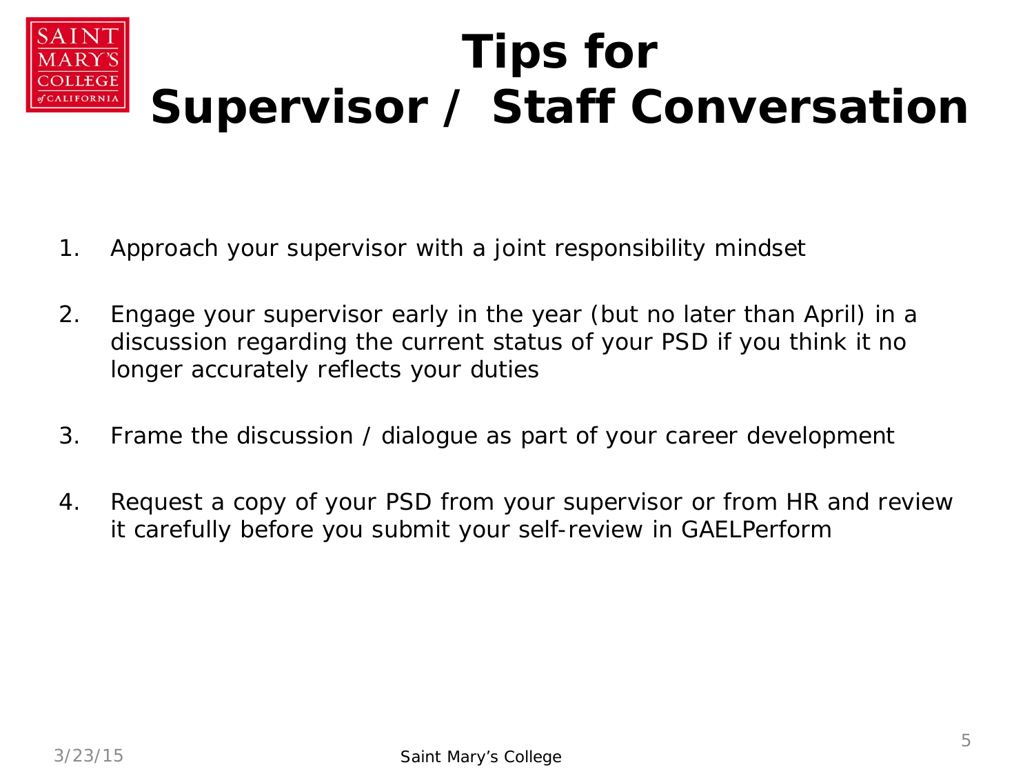# Tips for Supervisor / Staff Conversation

1. Approach your supervisor with a joint responsibility mindset

2. Engage your supervisor early in the year (but no later than April) in a discussion regarding the current status of your PSD if you think it no longer accurately reflects your duties

3. Frame the discussion / dialogue as part of your career development

4. Request a copy of your PSD from your supervisor or from HR and review it carefully before you submit your self-review in GAELPerform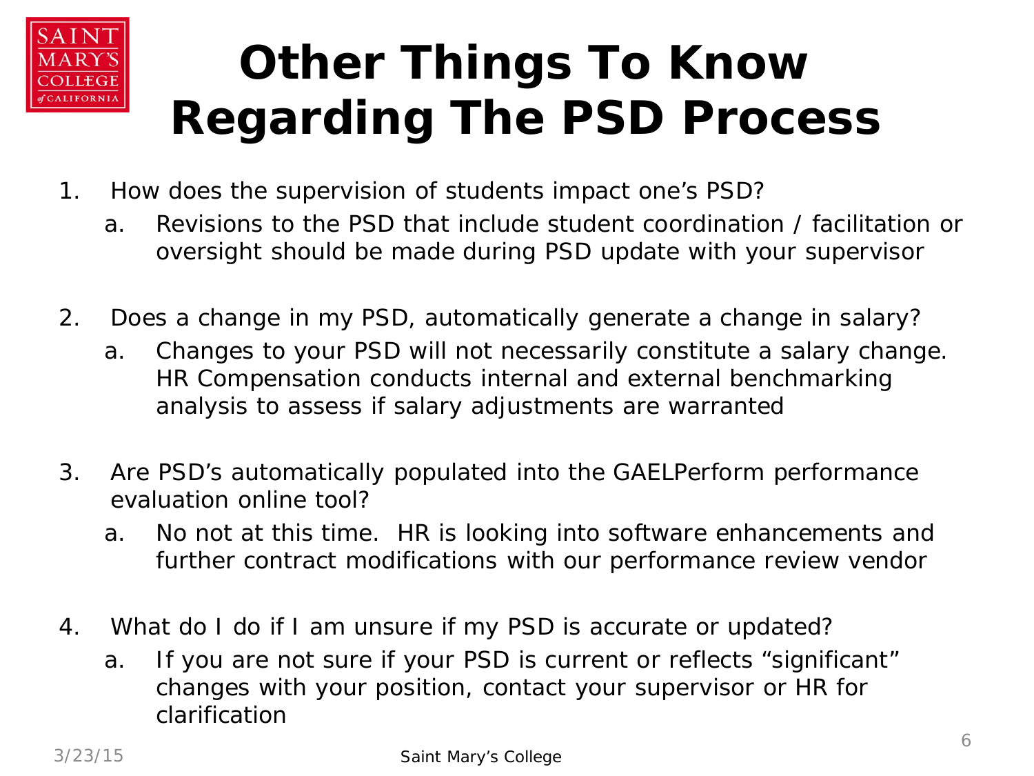# Other Things To Know Regarding The PSD Process

1. How does the supervision of students impact one's PSD?
   a. Revisions to the PSD that include student coordination / facilitation or oversight should be made during PSD update with your supervisor

2. Does a change in my PSD, automatically generate a change in salary?
   a. Changes to your PSD will not necessarily constitute a salary change. HR Compensation conducts internal and external benchmarking analysis to assess if salary adjustments are warranted

3. Are PSD's automatically populated into the GAELPerform performance evaluation online tool?
   a. No not at this time. HR is looking into software enhancements and further contract modifications with our performance review vendor

4. What do I do if I am unsure if my PSD is accurate or updated?
   a. If you are not sure if your PSD is current or reflects "significant" changes with your position, contact your supervisor or HR for clarification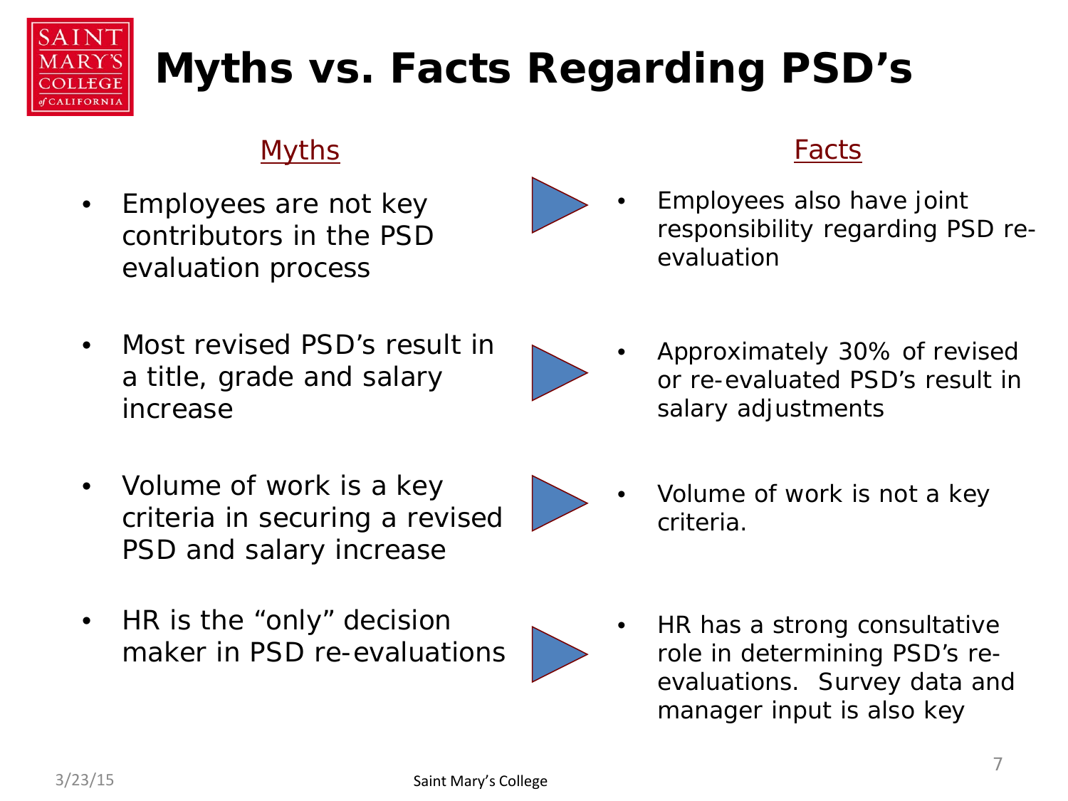# Myths vs. Facts Regarding PSD's

| Myths | Facts |
|---|---|
| Employees are not key contributors in the PSD evaluation process | Employees also have joint responsibility regarding PSD re-evaluation |
| Most revised PSD's result in a title, grade and salary increase | Approximately 30% of revised or re-evaluated PSD's result in salary adjustments |
| Volume of work is a key criteria in securing a revised PSD and salary increase | Volume of work is not a key criteria. |
| HR is the "only" decision maker in PSD re-evaluations | HR has a strong consultative role in determining PSD's re-evaluations. Survey data and manager input is also key |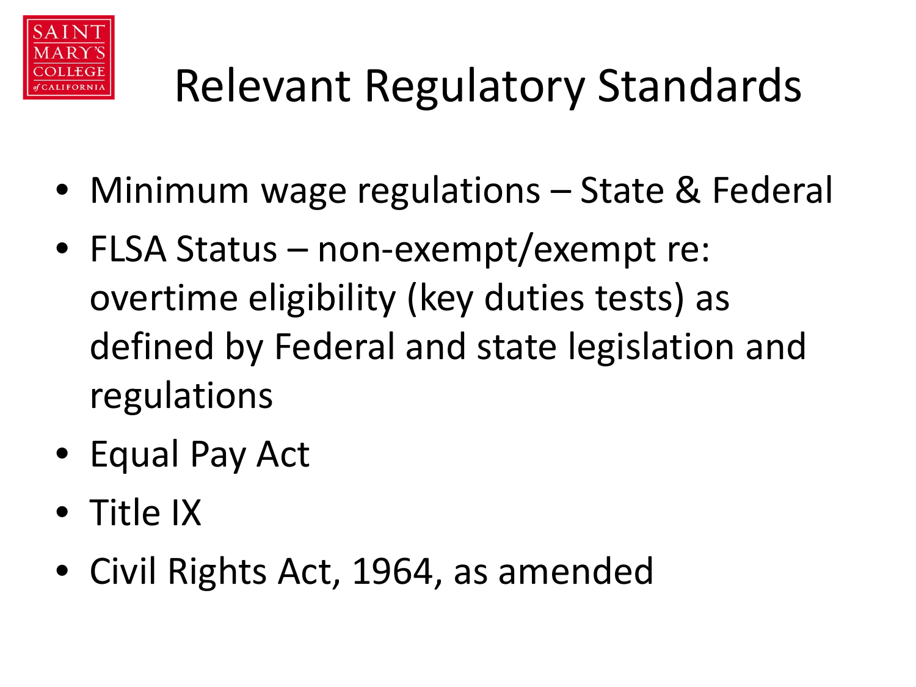# Relevant Regulatory Standards

- Minimum wage regulations – State & Federal
- FLSA Status – non-exempt/exempt re: overtime eligibility (key duties tests) as defined by Federal and state legislation and regulations
- Equal Pay Act
- Title IX
- Civil Rights Act, 1964, as amended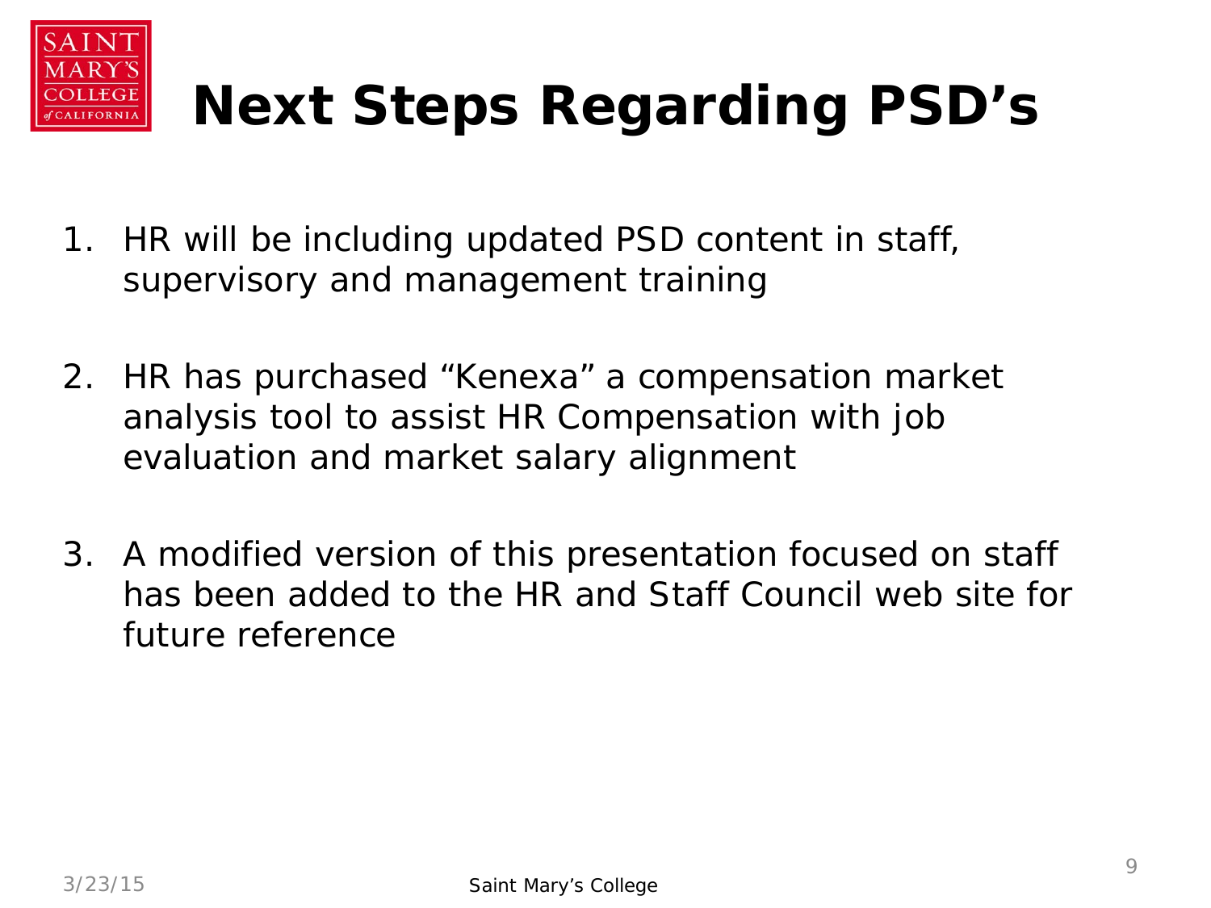# Next Steps Regarding PSD's

1. HR will be including updated PSD content in staff, supervisory and management training

2. HR has purchased "Kenexa" a compensation market analysis tool to assist HR Compensation with job evaluation and market salary alignment

3. A modified version of this presentation focused on staff has been added to the HR and Staff Council web site for future reference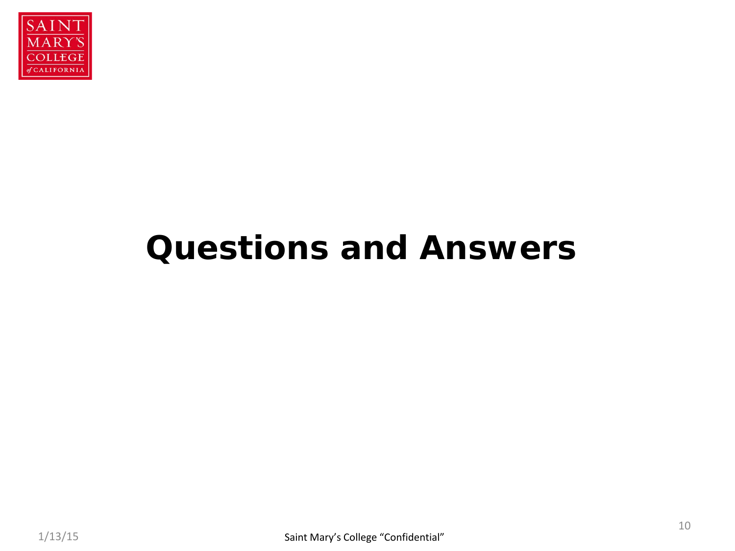# Questions and Answers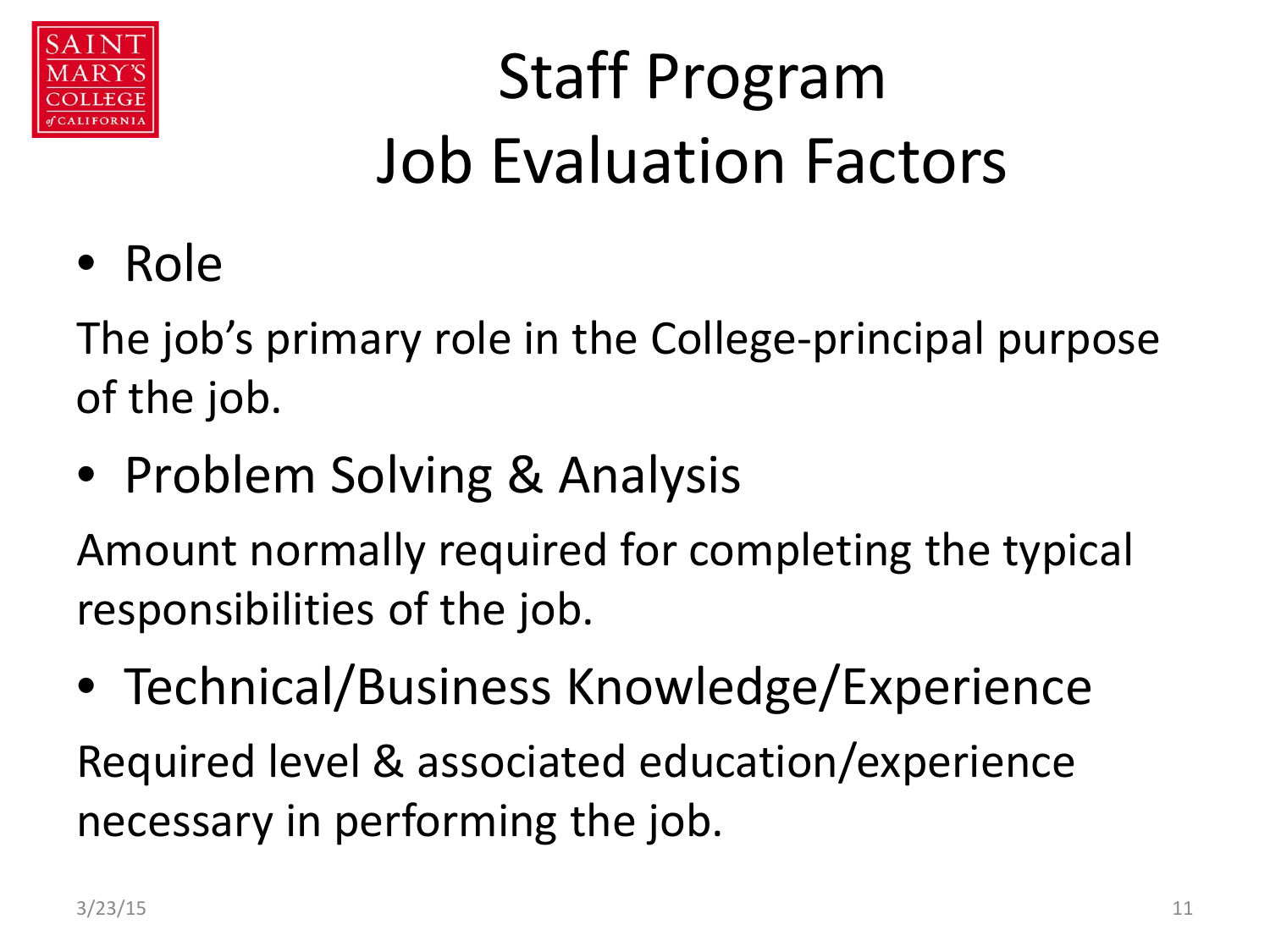# Staff Program Job Evaluation Factors

- Role

The job's primary role in the College-principal purpose of the job.

- Problem Solving & Analysis

Amount normally required for completing the typical responsibilities of the job.

- Technical/Business Knowledge/Experience

Required level & associated education/experience necessary in performing the job.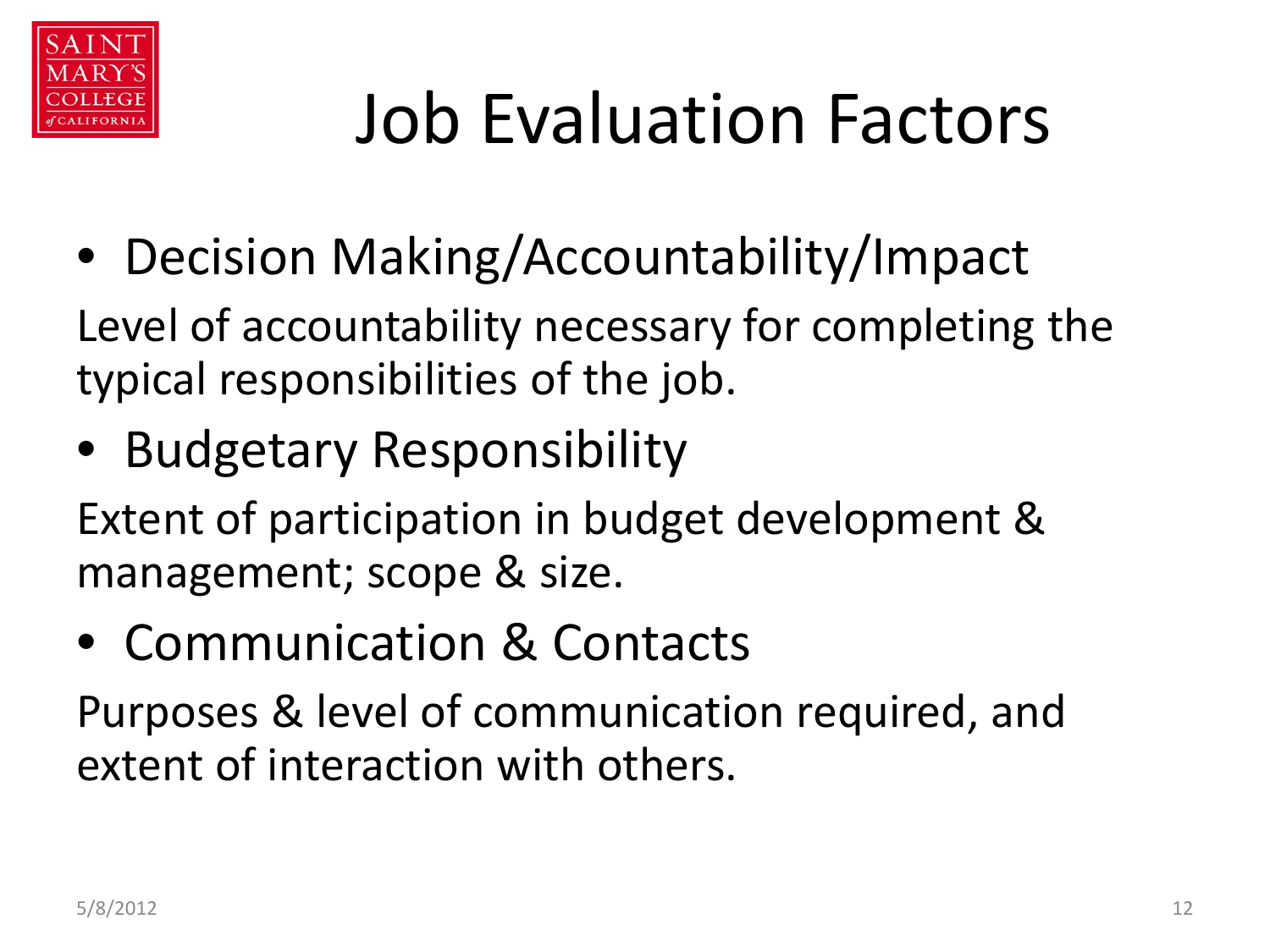# Job Evaluation Factors

- Decision Making/Accountability/Impact

Level of accountability necessary for completing the typical responsibilities of the job.

- Budgetary Responsibility

Extent of participation in budget development & management; scope & size.

- Communication & Contacts

Purposes & level of communication required, and extent of interaction with others.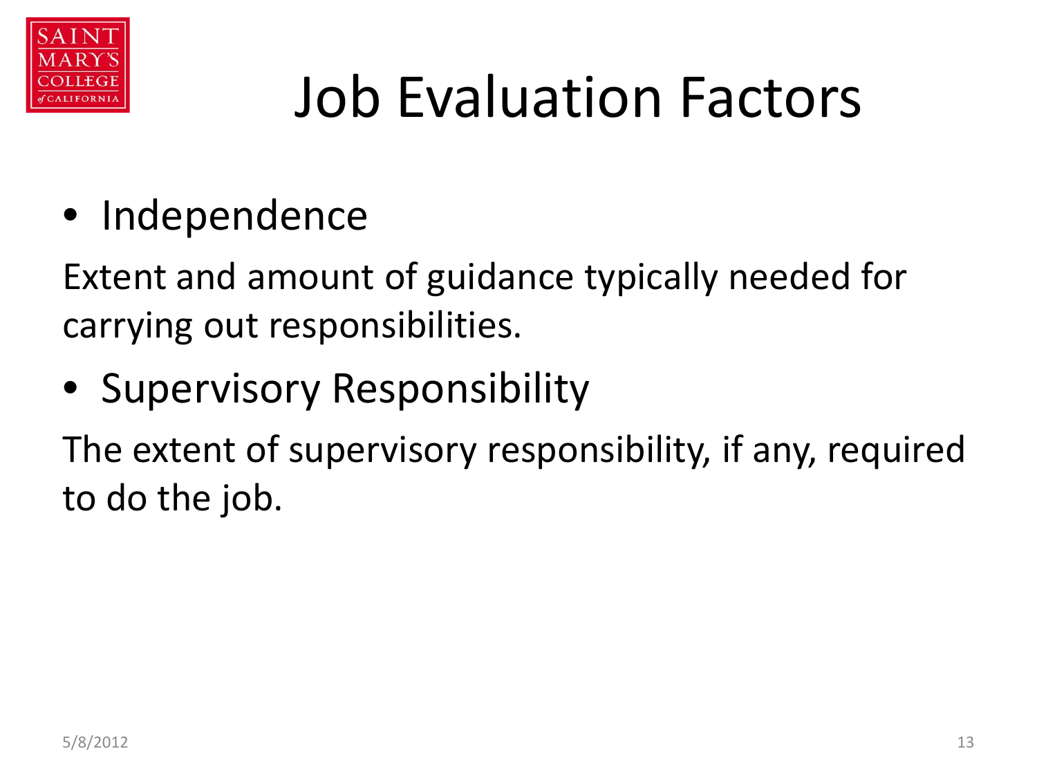# Job Evaluation Factors

- Independence

Extent and amount of guidance typically needed for carrying out responsibilities.

- Supervisory Responsibility

The extent of supervisory responsibility, if any, required to do the job.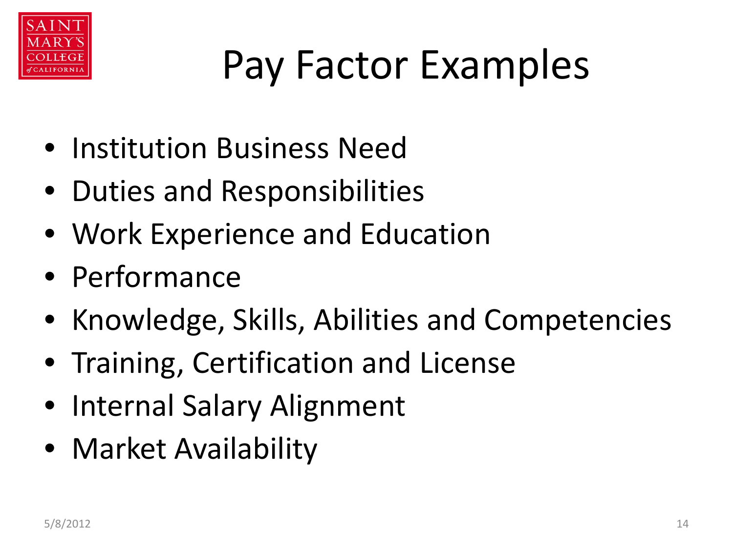# Pay Factor Examples

- Institution Business Need
- Duties and Responsibilities
- Work Experience and Education
- Performance
- Knowledge, Skills, Abilities and Competencies
- Training, Certification and License
- Internal Salary Alignment
- Market Availability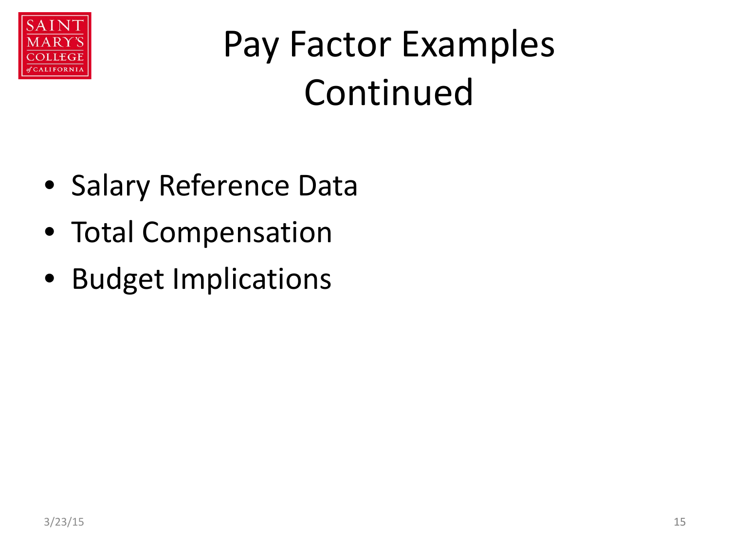# Pay Factor Examples Continued

- Salary Reference Data
- Total Compensation
- Budget Implications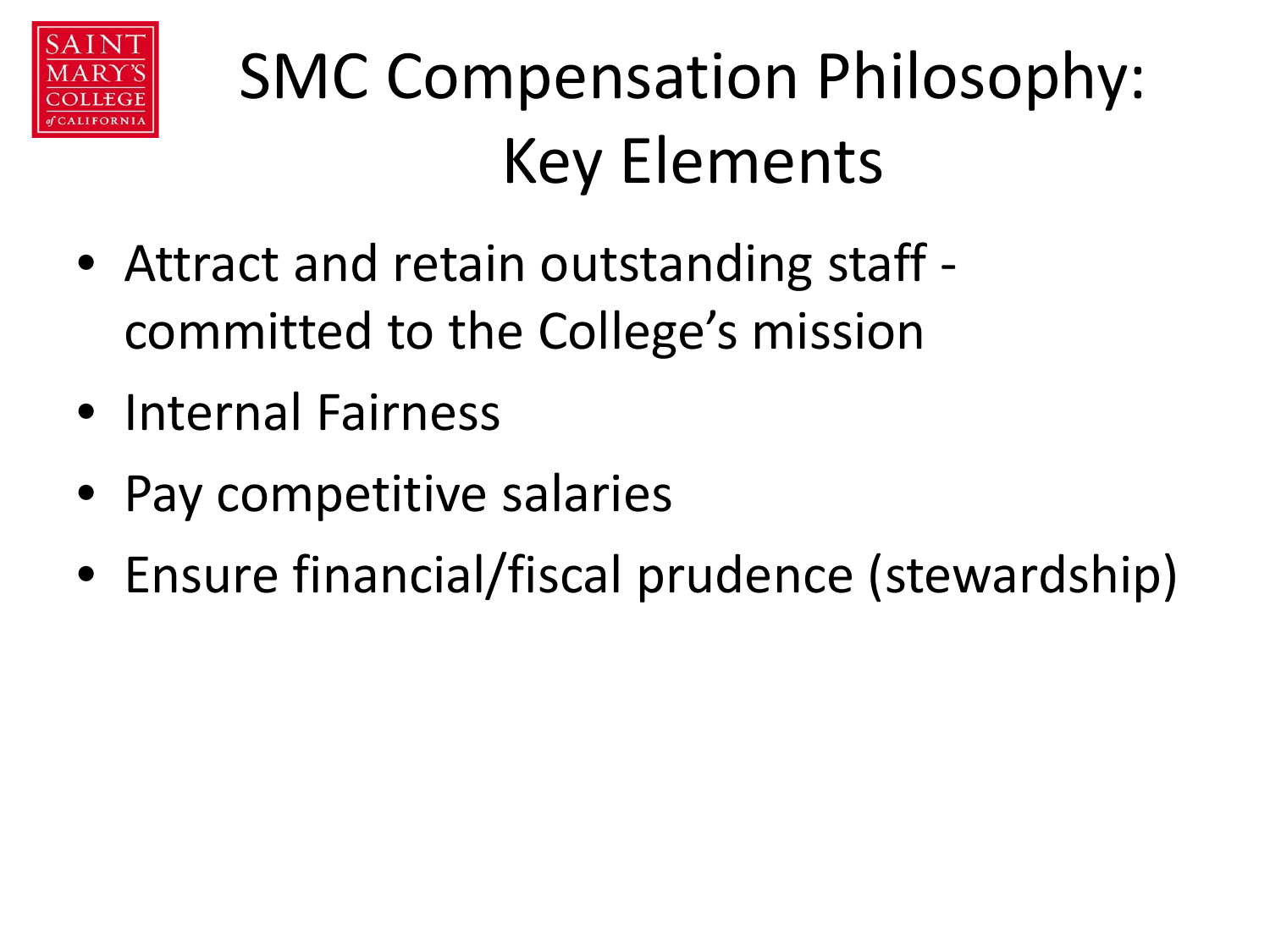# SMC Compensation Philosophy: Key Elements

- Attract and retain outstanding staff - committed to the College's mission
- Internal Fairness
- Pay competitive salaries
- Ensure financial/fiscal prudence (stewardship)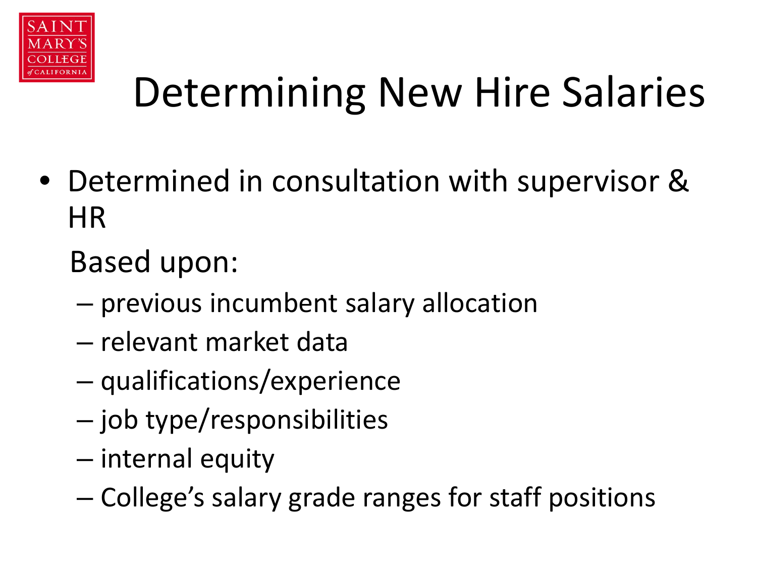# Determining New Hire Salaries

- Determined in consultation with supervisor & HR

  Based upon:
  - previous incumbent salary allocation
  - relevant market data
  - qualifications/experience
  - job type/responsibilities
  - internal equity
  - College's salary grade ranges for staff positions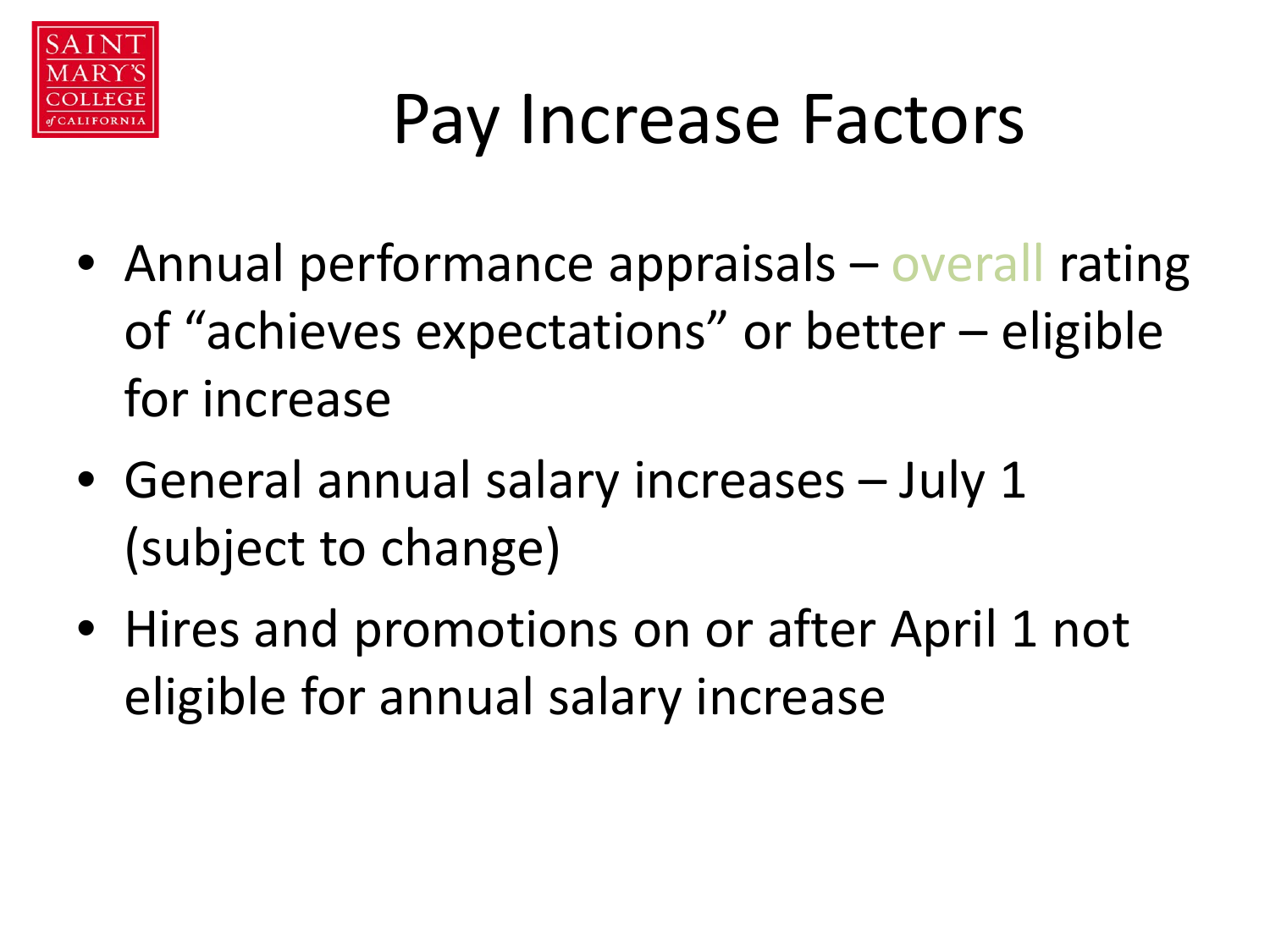# Pay Increase Factors

- Annual performance appraisals – overall rating of "achieves expectations" or better – eligible for increase
- General annual salary increases – July 1 (subject to change)
- Hires and promotions on or after April 1 not eligible for annual salary increase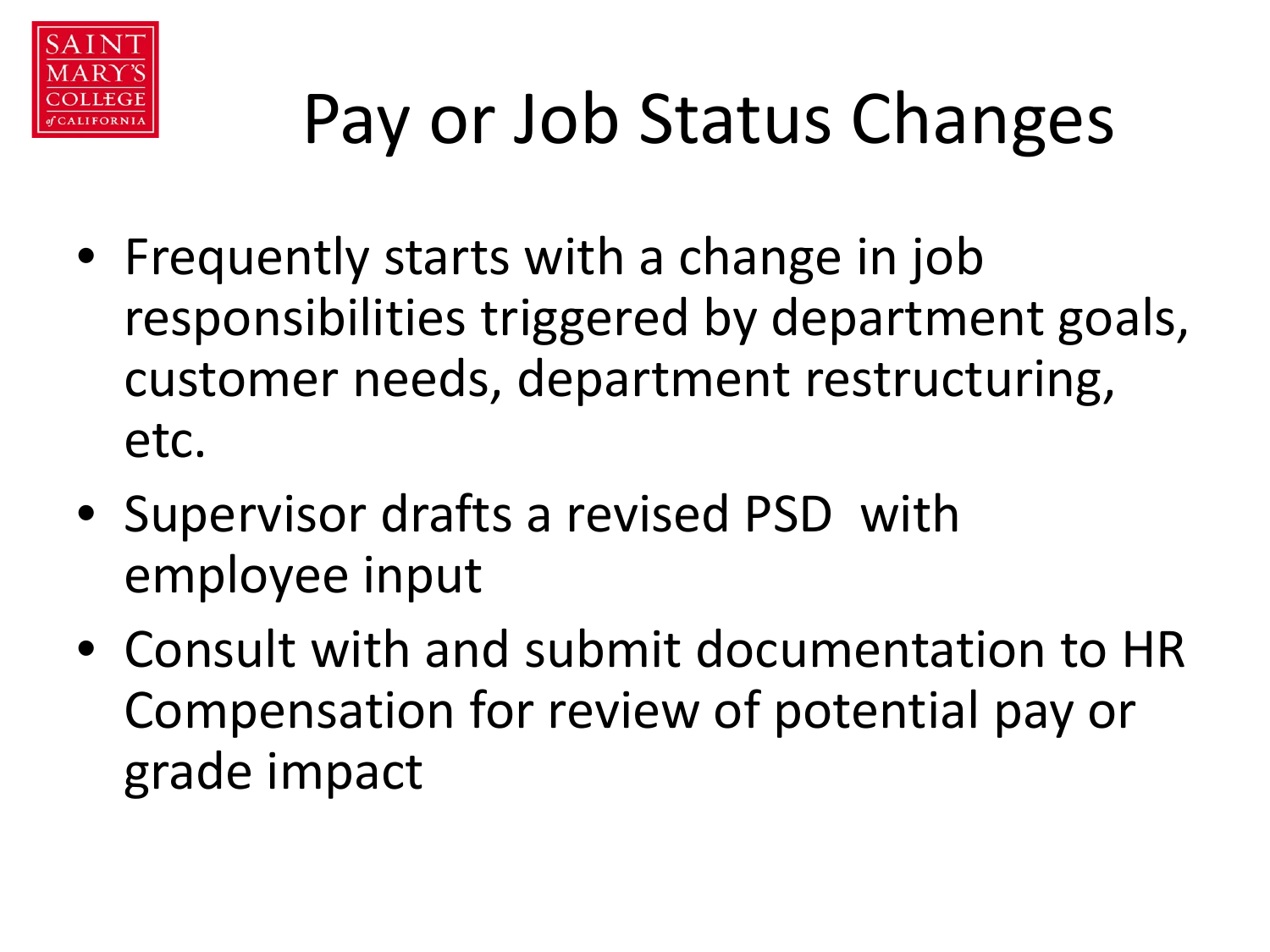# Pay or Job Status Changes

- Frequently starts with a change in job responsibilities triggered by department goals, customer needs, department restructuring, etc.
- Supervisor drafts a revised PSD with employee input
- Consult with and submit documentation to HR Compensation for review of potential pay or grade impact